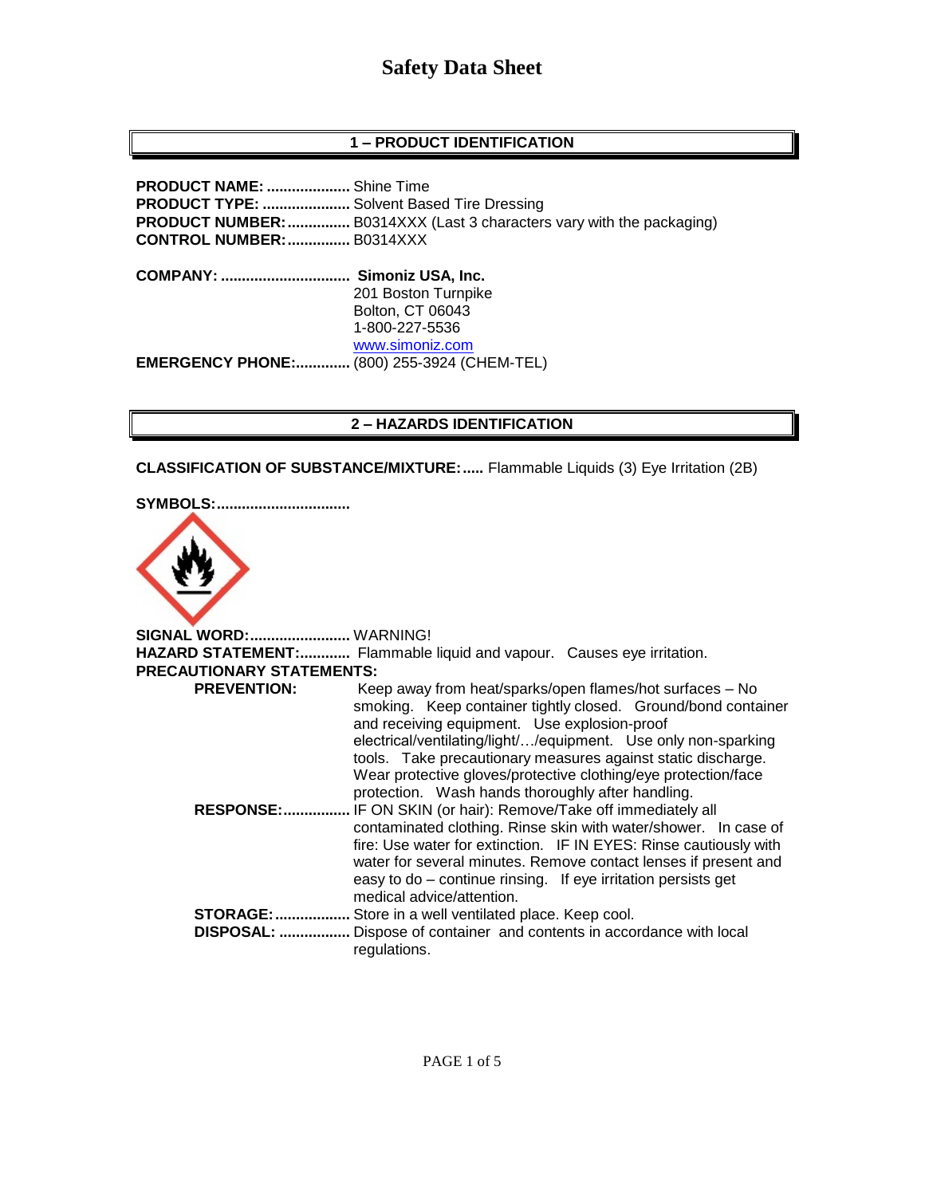# Safety Data Sheet

## 1 – PRODUCT IDENTIFICATION

**PRODUCT NAME:** .................... Shine Time
**PRODUCT TYPE:** ..................... Solvent Based Tire Dressing
**PRODUCT NUMBER:**............... B0314XXX (Last 3 characters vary with the packaging)
**CONTROL NUMBER:**............... B0314XXX

**COMPANY:** ............................... **Simoniz USA, Inc.**
201 Boston Turnpike
Bolton, CT 06043
1-800-227-5536
www.simoniz.com
**EMERGENCY PHONE:**............. (800) 255-3924 (CHEM-TEL)

## 2 – HAZARDS IDENTIFICATION

**CLASSIFICATION OF SUBSTANCE/MIXTURE:**..... Flammable Liquids (3) Eye Irritation (2B)

**SYMBOLS:**...............................

**SIGNAL WORD:**........................ WARNING!
**HAZARD STATEMENT:**............ Flammable liquid and vapour. Causes eye irritation.
**PRECAUTIONARY STATEMENTS:**

**PREVENTION:** Keep away from heat/sparks/open flames/hot surfaces – No smoking. Keep container tightly closed. Ground/bond container and receiving equipment. Use explosion-proof electrical/ventilating/light/…/equipment. Use only non-sparking tools. Take precautionary measures against static discharge. Wear protective gloves/protective clothing/eye protection/face protection. Wash hands thoroughly after handling.

**RESPONSE:**................ IF ON SKIN (or hair): Remove/Take off immediately all contaminated clothing. Rinse skin with water/shower. In case of fire: Use water for extinction. IF IN EYES: Rinse cautiously with water for several minutes. Remove contact lenses if present and easy to do – continue rinsing. If eye irritation persists get medical advice/attention.

**STORAGE:**.................. Store in a well ventilated place. Keep cool.

**DISPOSAL:** ................. Dispose of container and contents in accordance with local regulations.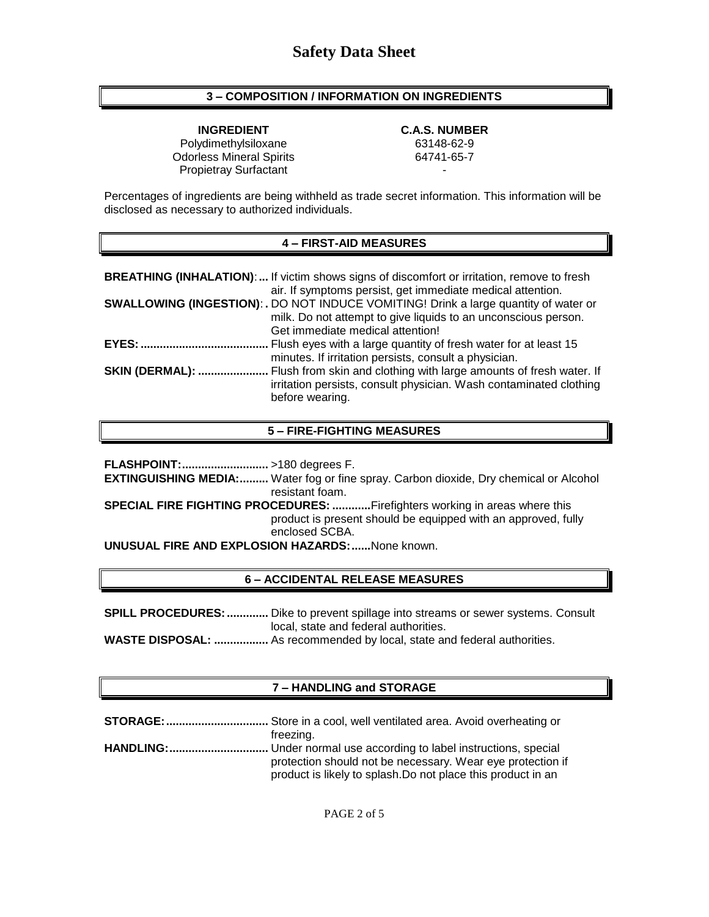# Safety Data Sheet

## 3 – COMPOSITION / INFORMATION ON INGREDIENTS

| INGREDIENT | C.A.S. NUMBER |
|---|---|
| Polydimethylsiloxane | 63148-62-9 |
| Odorless Mineral Spirits | 64741-65-7 |
| Propietray Surfactant | - |

Percentages of ingredients are being withheld as trade secret information. This information will be disclosed as necessary to authorized individuals.

## 4 – FIRST-AID MEASURES

**BREATHING (INHALATION)**:**...** If victim shows signs of discomfort or irritation, remove to fresh air. If symptoms persist, get immediate medical attention.

**SWALLOWING (INGESTION)**:**.** DO NOT INDUCE VOMITING! Drink a large quantity of water or milk. Do not attempt to give liquids to an unconscious person. Get immediate medical attention!

**EYES:.......................................** Flush eyes with a large quantity of fresh water for at least 15 minutes. If irritation persists, consult a physician.

**SKIN (DERMAL): ......................** Flush from skin and clothing with large amounts of fresh water. If irritation persists, consult physician. Wash contaminated clothing before wearing.

## 5 – FIRE-FIGHTING MEASURES

**FLASHPOINT:...........................** >180 degrees F.

**EXTINGUISHING MEDIA:.........** Water fog or fine spray. Carbon dioxide, Dry chemical or Alcohol resistant foam.

**SPECIAL FIRE FIGHTING PROCEDURES: ...........**Firefighters working in areas where this product is present should be equipped with an approved, fully enclosed SCBA.

**UNUSUAL FIRE AND EXPLOSION HAZARDS:......**None known.

## 6 – ACCIDENTAL RELEASE MEASURES

**SPILL PROCEDURES:.............** Dike to prevent spillage into streams or sewer systems. Consult local, state and federal authorities.

**WASTE DISPOSAL: .................** As recommended by local, state and federal authorities.

## 7 – HANDLING and STORAGE

**STORAGE:................................** Store in a cool, well ventilated area. Avoid overheating or freezing.

**HANDLING:...............................** Under normal use according to label instructions, special protection should not be necessary. Wear eye protection if product is likely to splash.Do not place this product in an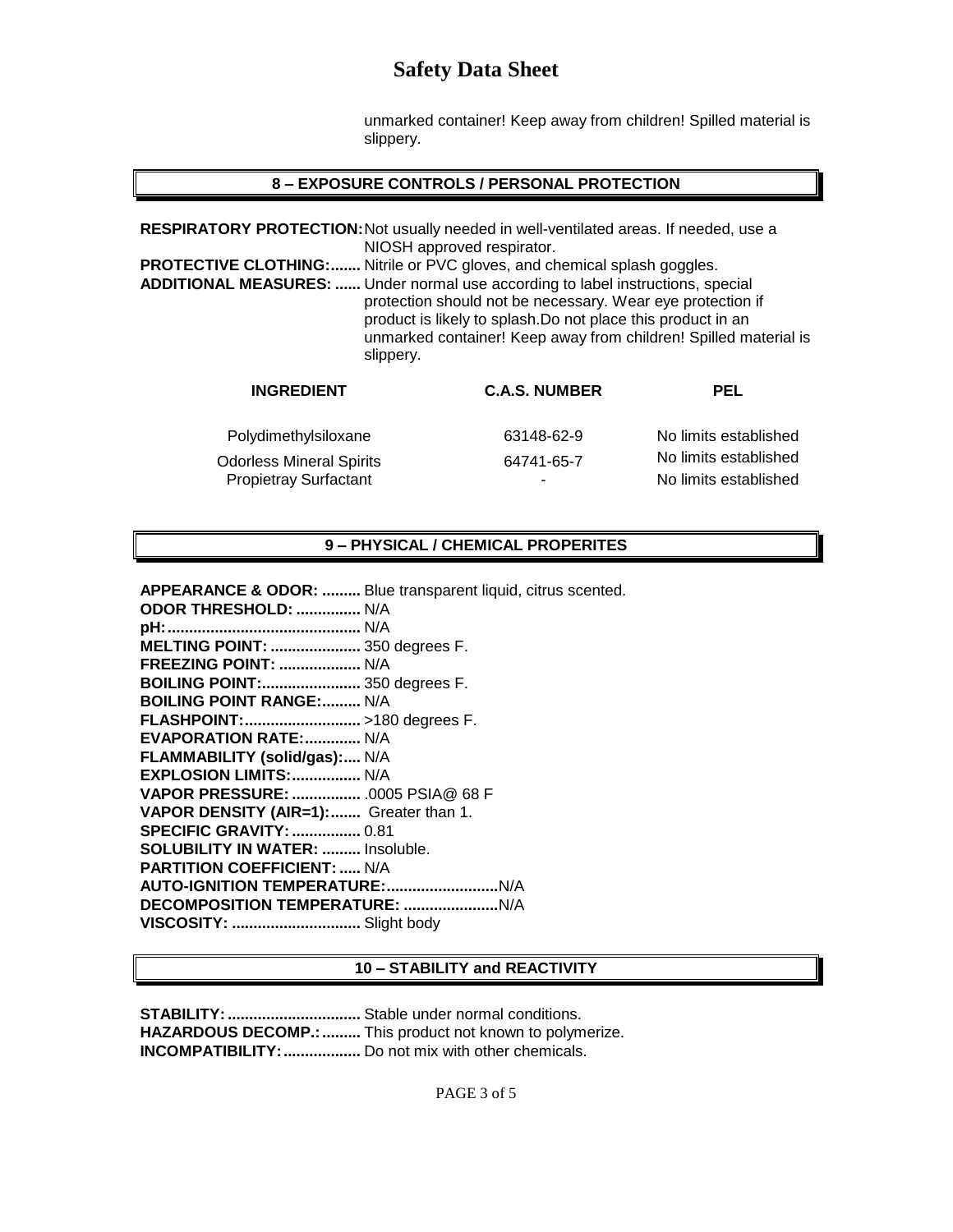unmarked container! Keep away from children! Spilled material is slippery.

## 8 – EXPOSURE CONTROLS / PERSONAL PROTECTION

**RESPIRATORY PROTECTION:** Not usually needed in well-ventilated areas. If needed, use a NIOSH approved respirator.

**PROTECTIVE CLOTHING:** Nitrile or PVC gloves, and chemical splash goggles.

**ADDITIONAL MEASURES:** Under normal use according to label instructions, special protection should not be necessary. Wear eye protection if product is likely to splash.Do not place this product in an unmarked container! Keep away from children! Spilled material is slippery.

| INGREDIENT | C.A.S. NUMBER | PEL |
|---|---|---|
| Polydimethylsiloxane | 63148-62-9 | No limits established |
| Odorless Mineral Spirits | 64741-65-7 | No limits established |
| Propietray Surfactant | - | No limits established |

## 9 – PHYSICAL / CHEMICAL PROPERITES

**APPEARANCE & ODOR:** Blue transparent liquid, citrus scented.
**ODOR THRESHOLD:** N/A
**pH:** N/A
**MELTING POINT:** 350 degrees F.
**FREEZING POINT:** N/A
**BOILING POINT:** 350 degrees F.
**BOILING POINT RANGE:** N/A
**FLASHPOINT:** >180 degrees F.
**EVAPORATION RATE:** N/A
**FLAMMABILITY (solid/gas):** N/A
**EXPLOSION LIMITS:** N/A
**VAPOR PRESSURE:** .0005 PSIA@ 68 F
**VAPOR DENSITY (AIR=1):** Greater than 1.
**SPECIFIC GRAVITY:** 0.81
**SOLUBILITY IN WATER:** Insoluble.
**PARTITION COEFFICIENT:** N/A
**AUTO-IGNITION TEMPERATURE:** N/A
**DECOMPOSITION TEMPERATURE:** N/A
**VISCOSITY:** Slight body

## 10 – STABILITY and REACTIVITY

**STABILITY:** Stable under normal conditions.
**HAZARDOUS DECOMP.:** This product not known to polymerize.
**INCOMPATIBILITY:** Do not mix with other chemicals.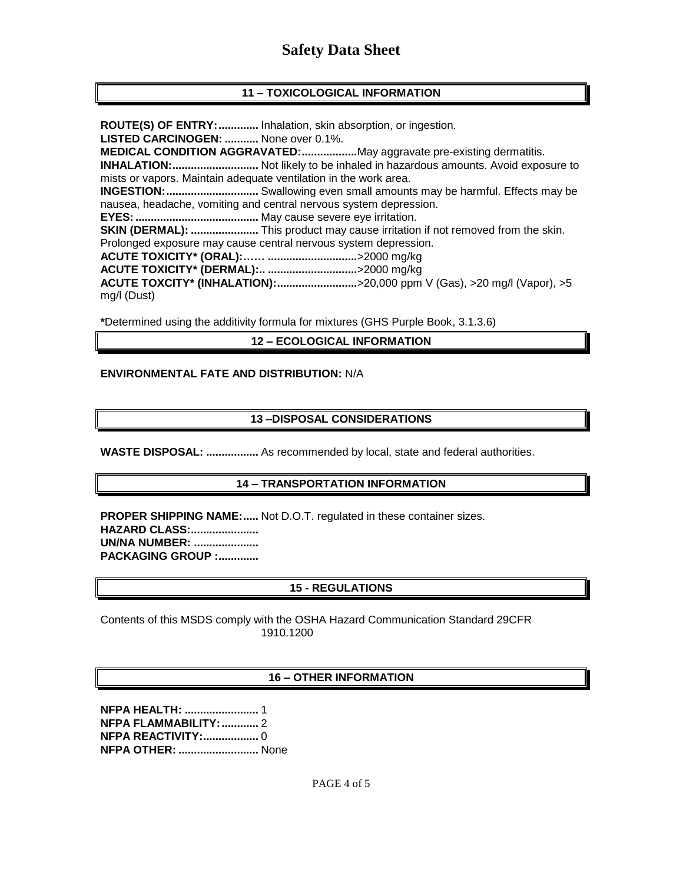# Safety Data Sheet

## 11 – TOXICOLOGICAL INFORMATION

**ROUTE(S) OF ENTRY:.............** Inhalation, skin absorption, or ingestion.
**LISTED CARCINOGEN: ...........** None over 0.1%.
**MEDICAL CONDITION AGGRAVATED:..................**May aggravate pre-existing dermatitis.
**INHALATION:............................** Not likely to be inhaled in hazardous amounts. Avoid exposure to mists or vapors. Maintain adequate ventilation in the work area.
**INGESTION:..............................** Swallowing even small amounts may be harmful. Effects may be nausea, headache, vomiting and central nervous system depression.
**EYES:........................................** May cause severe eye irritation.
**SKIN (DERMAL): ......................** This product may cause irritation if not removed from the skin. Prolonged exposure may cause central nervous system depression.
**ACUTE TOXICITY* (ORAL):…… ............................**>2000 mg/kg
**ACUTE TOXICITY* (DERMAL):.. ............................**>2000 mg/kg
**ACUTE TOXCITY* (INHALATION):..........................**>20,000 ppm V (Gas), >20 mg/l (Vapor), >5 mg/l (Dust)

**\***Determined using the additivity formula for mixtures (GHS Purple Book, 3.1.3.6)

## 12 – ECOLOGICAL INFORMATION

**ENVIRONMENTAL FATE AND DISTRIBUTION:** N/A

## 13 –DISPOSAL CONSIDERATIONS

**WASTE DISPOSAL: .................** As recommended by local, state and federal authorities.

## 14 – TRANSPORTATION INFORMATION

**PROPER SHIPPING NAME:.....** Not D.O.T. regulated in these container sizes.
**HAZARD CLASS:......................**
**UN/NA NUMBER: .....................**
**PACKAGING GROUP :.............**

## 15 - REGULATIONS

Contents of this MSDS comply with the OSHA Hazard Communication Standard 29CFR 1910.1200

## 16 – OTHER INFORMATION

**NFPA HEALTH: ........................** 1
**NFPA FLAMMABILITY:............** 2
**NFPA REACTIVITY:..................** 0
**NFPA OTHER: ..........................** None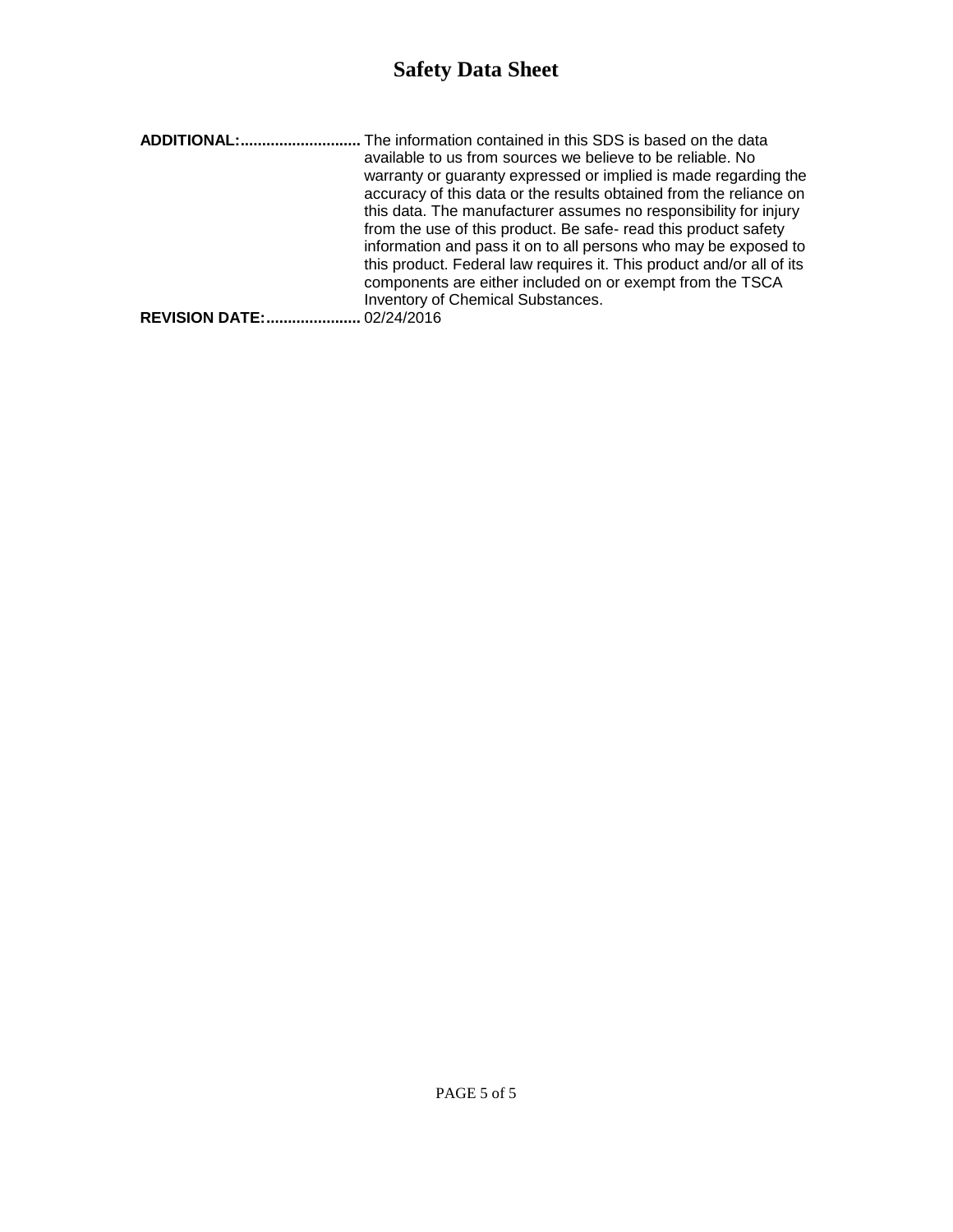**ADDITIONAL:............................** The information contained in this SDS is based on the data available to us from sources we believe to be reliable. No warranty or guaranty expressed or implied is made regarding the accuracy of this data or the results obtained from the reliance on this data. The manufacturer assumes no responsibility for injury from the use of this product. Be safe- read this product safety information and pass it on to all persons who may be exposed to this product. Federal law requires it. This product and/or all of its components are either included on or exempt from the TSCA Inventory of Chemical Substances.

**REVISION DATE:......................** 02/24/2016